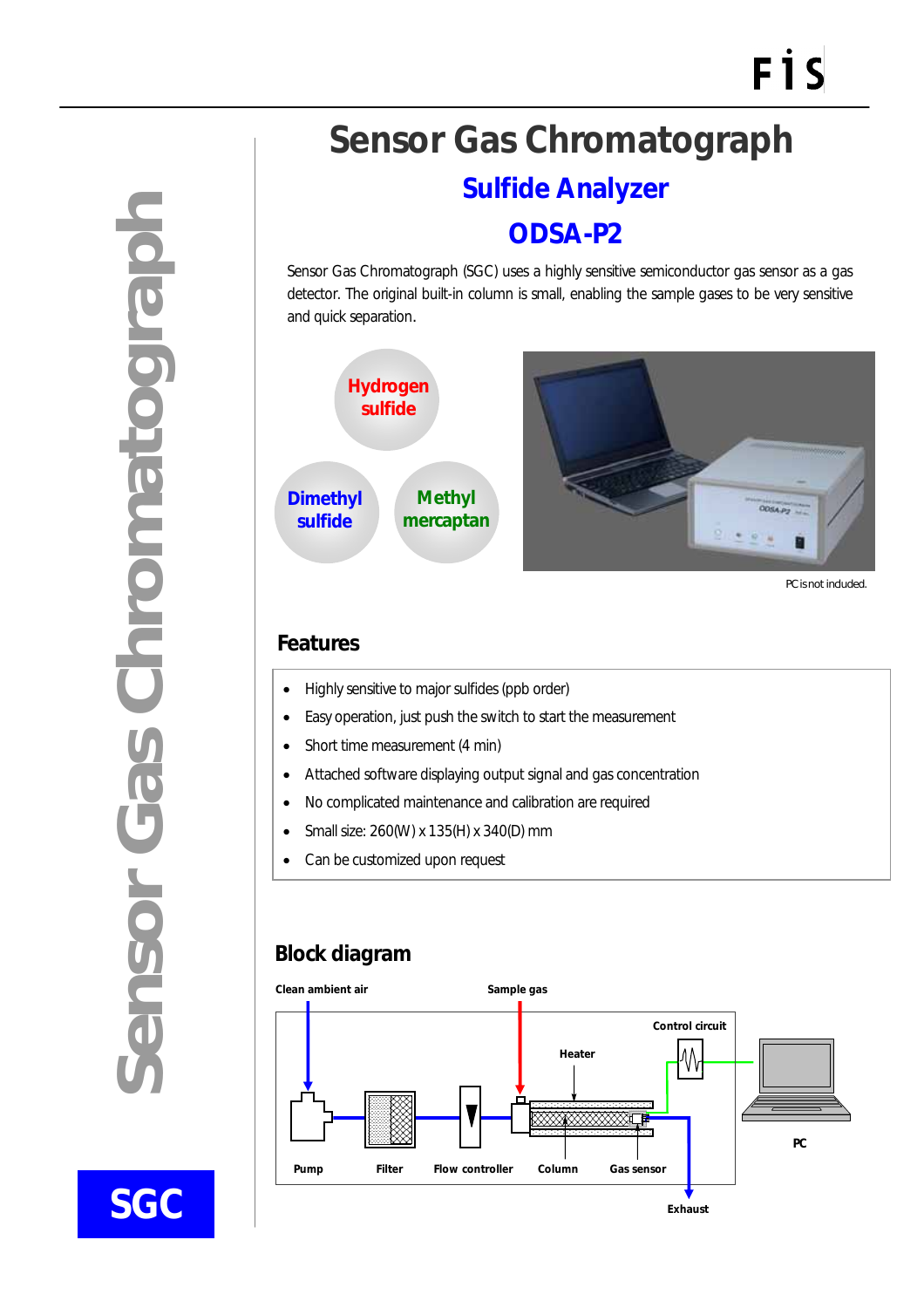# Sensor Gas Chromatograph

## Sulfide Analyzer

## ODSA-P2

Sensor Gas Chromatograph (SGC) uses a highly sensitive semiconductor gas sensor as a gas detector. The original built-in column is small, enabling the sample gases to be very sensitive and quick separation.

Hydrogen sulfide

Dimethyl sulfide

Methyl mercaptan

PC is not included.

## Features

- Highly sensitive to major sulfides (ppb order)
- Easy operation, just push the switch to start the measurement
- Short time measurement (4 min)
- Attached software displaying output signal and gas concentration
- No complicated maintenance and calibration are required
- Small size: 260(W) x 135(H) x 340(D) mm
- Can be customized upon request

## Block diagram

Clean ambient air — Sample gas — Control circuit — Heater — PC

Pump — Filter — Flow controller — Column — Gas sensor — Exhaust

Sensor Gas Chromatograph

SGC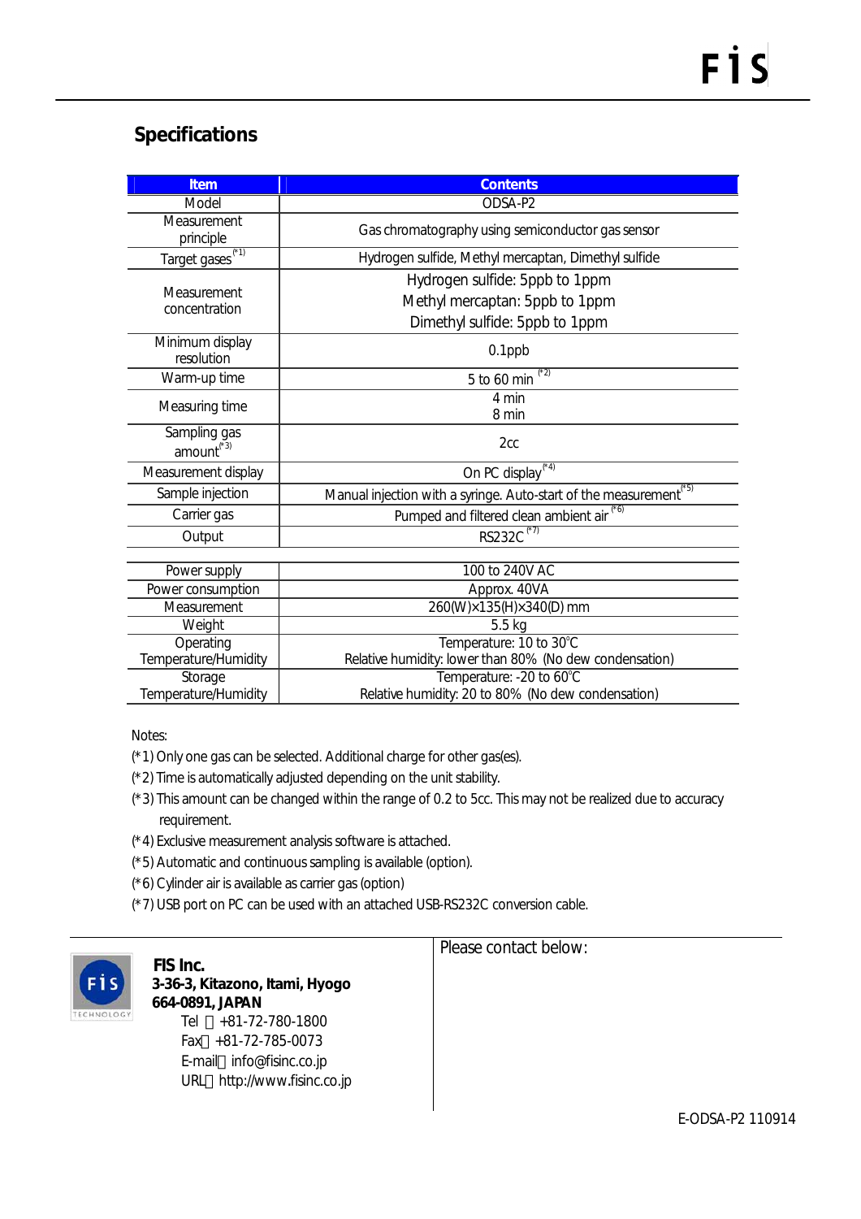## Specifications

| Item | Contents |
|---|---|
| Model | ODSA-P2 |
| Measurement principle | Gas chromatography using semiconductor gas sensor |
| Target gases (*1) | Hydrogen sulfide, Methyl mercaptan, Dimethyl sulfide |
| Measurement concentration | Hydrogen sulfide: 5ppb to 1ppm<br>Methyl mercaptan: 5ppb to 1ppm<br>Dimethyl sulfide: 5ppb to 1ppm |
| Minimum display resolution | 0.1ppb |
| Warm-up time | 5 to 60 min (*2) |
| Measuring time | 4 min<br>8 min |
| Sampling gas amount(*3) | 2cc |
| Measurement display | On PC display(*4) |
| Sample injection | Manual injection with a syringe. Auto-start of the measurement(*5) |
| Carrier gas | Pumped and filtered clean ambient air (*6) |
| Output | RS232C (*7) |
| | |
| Power supply | 100 to 240V AC |
| Power consumption | Approx. 40VA |
| Measurement | 260(W)×135(H)×340(D) mm |
| Weight | 5.5 kg |
| Operating Temperature/Humidity | Temperature: 10 to 30℃<br>Relative humidity: lower than 80% (No dew condensation) |
| Storage Temperature/Humidity | Temperature: -20 to 60℃<br>Relative humidity: 20 to 80% (No dew condensation) |

Notes:

(*1) Only one gas can be selected. Additional charge for other gas(es).

(*2) Time is automatically adjusted depending on the unit stability.

(*3) This amount can be changed within the range of 0.2 to 5cc. This may not be realized due to accuracy requirement.

(*4) Exclusive measurement analysis software is attached.

(*5) Automatic and continuous sampling is available (option).

(*6) Cylinder air is available as carrier gas (option)

(*7) USB port on PC can be used with an attached USB-RS232C conversion cable.

**FIS Inc.**
**3-36-3, Kitazono, Itami, Hyogo**
**664-0891, JAPAN**
Tel ：+81-72-780-1800
Fax：+81-72-785-0073
E-mail：info@fisinc.co.jp
URL：http://www.fisinc.co.jp

Please contact below:

E-ODSA-P2 110914